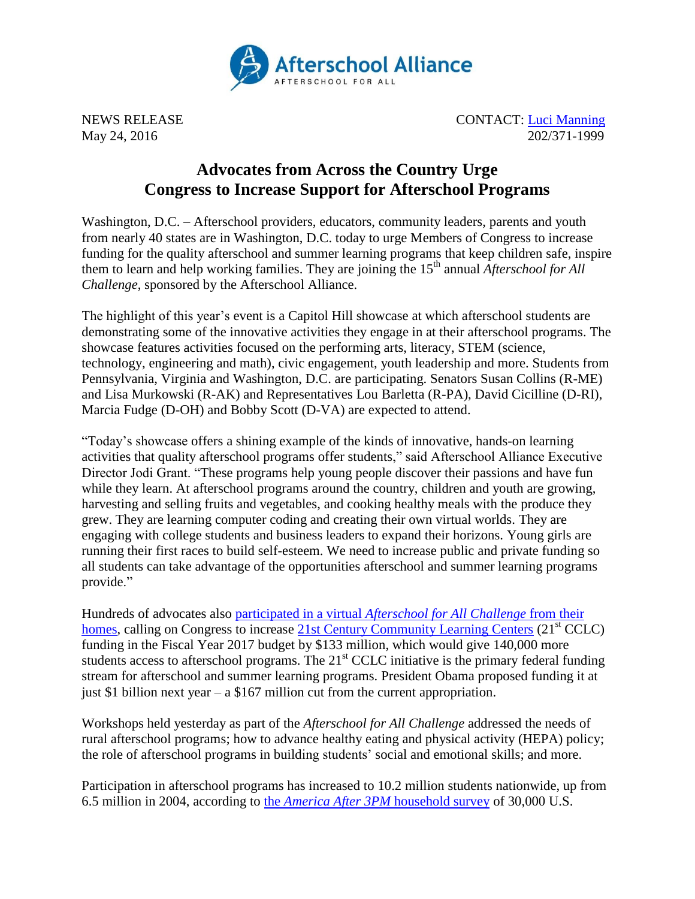Afterschool Alliance
AFTERSCHOOL FOR ALL

NEWS RELEASE
May 24, 2016

CONTACT: Luci Manning
202/371-1999

# Advocates from Across the Country Urge Congress to Increase Support for Afterschool Programs

Washington, D.C. – Afterschool providers, educators, community leaders, parents and youth from nearly 40 states are in Washington, D.C. today to urge Members of Congress to increase funding for the quality afterschool and summer learning programs that keep children safe, inspire them to learn and help working families. They are joining the 15th annual *Afterschool for All Challenge*, sponsored by the Afterschool Alliance.

The highlight of this year's event is a Capitol Hill showcase at which afterschool students are demonstrating some of the innovative activities they engage in at their afterschool programs. The showcase features activities focused on the performing arts, literacy, STEM (science, technology, engineering and math), civic engagement, youth leadership and more. Students from Pennsylvania, Virginia and Washington, D.C. are participating. Senators Susan Collins (R-ME) and Lisa Murkowski (R-AK) and Representatives Lou Barletta (R-PA), David Cicilline (D-RI), Marcia Fudge (D-OH) and Bobby Scott (D-VA) are expected to attend.

"Today's showcase offers a shining example of the kinds of innovative, hands-on learning activities that quality afterschool programs offer students," said Afterschool Alliance Executive Director Jodi Grant. "These programs help young people discover their passions and have fun while they learn. At afterschool programs around the country, children and youth are growing, harvesting and selling fruits and vegetables, and cooking healthy meals with the produce they grew. They are learning computer coding and creating their own virtual worlds. They are engaging with college students and business leaders to expand their horizons. Young girls are running their first races to build self-esteem. We need to increase public and private funding so all students can take advantage of the opportunities afterschool and summer learning programs provide."

Hundreds of advocates also participated in a virtual *Afterschool for All Challenge* from their homes, calling on Congress to increase 21st Century Community Learning Centers (21st CCLC) funding in the Fiscal Year 2017 budget by $133 million, which would give 140,000 more students access to afterschool programs. The 21st CCLC initiative is the primary federal funding stream for afterschool and summer learning programs. President Obama proposed funding it at just $1 billion next year – a $167 million cut from the current appropriation.

Workshops held yesterday as part of the *Afterschool for All Challenge* addressed the needs of rural afterschool programs; how to advance healthy eating and physical activity (HEPA) policy; the role of afterschool programs in building students' social and emotional skills; and more.

Participation in afterschool programs has increased to 10.2 million students nationwide, up from 6.5 million in 2004, according to the *America After 3PM* household survey of 30,000 U.S.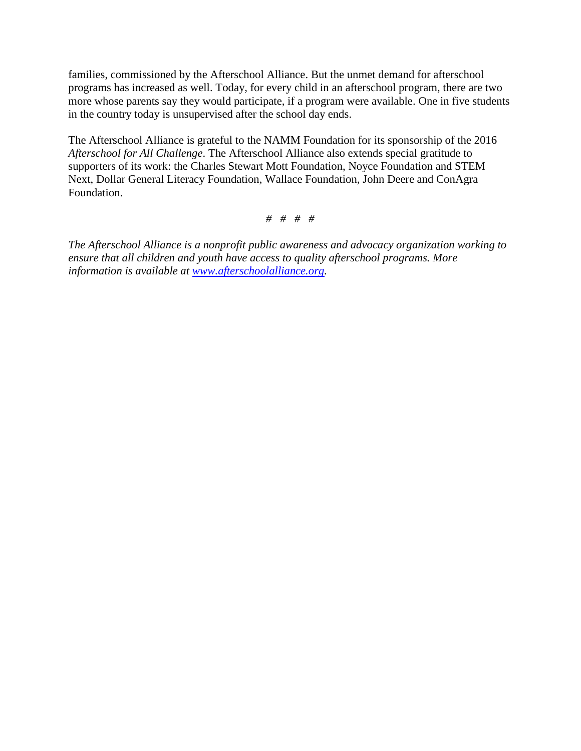families, commissioned by the Afterschool Alliance. But the unmet demand for afterschool programs has increased as well. Today, for every child in an afterschool program, there are two more whose parents say they would participate, if a program were available. One in five students in the country today is unsupervised after the school day ends.

The Afterschool Alliance is grateful to the NAMM Foundation for its sponsorship of the 2016 *Afterschool for All Challenge*. The Afterschool Alliance also extends special gratitude to supporters of its work: the Charles Stewart Mott Foundation, Noyce Foundation and STEM Next, Dollar General Literacy Foundation, Wallace Foundation, John Deere and ConAgra Foundation.

*# # # #*

*The Afterschool Alliance is a nonprofit public awareness and advocacy organization working to ensure that all children and youth have access to quality afterschool programs. More information is available at [www.afterschoolalliance.org](http://www.afterschoolalliance.org).*